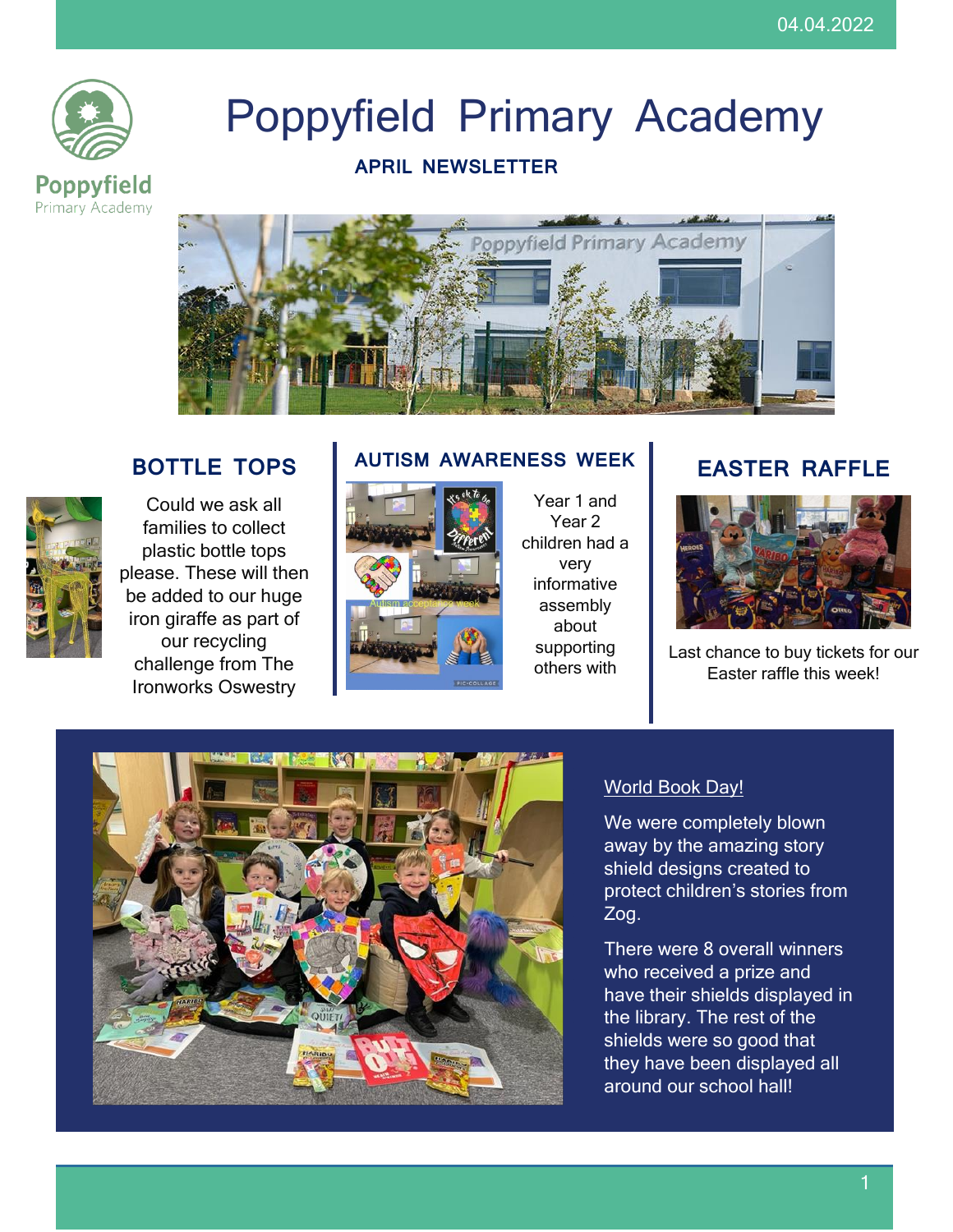04.04.2022

# Poppyfield Primary Academy

## APRIL NEWSLETTER

### BOTTLE TOPS

Could we ask all families to collect plastic bottle tops please. These will then be added to our huge iron giraffe as part of our recycling challenge from The Ironworks Oswestry

### AUTISM AWARENESS WEEK

Year 1 and Year 2 children had a very informative assembly about supporting others with

### EASTER RAFFLE

Last chance to buy tickets for our Easter raffle this week!

### World Book Day!

We were completely blown away by the amazing story shield designs created to protect children's stories from Zog.

There were 8 overall winners who received a prize and have their shields displayed in the library. The rest of the shields were so good that they have been displayed all around our school hall!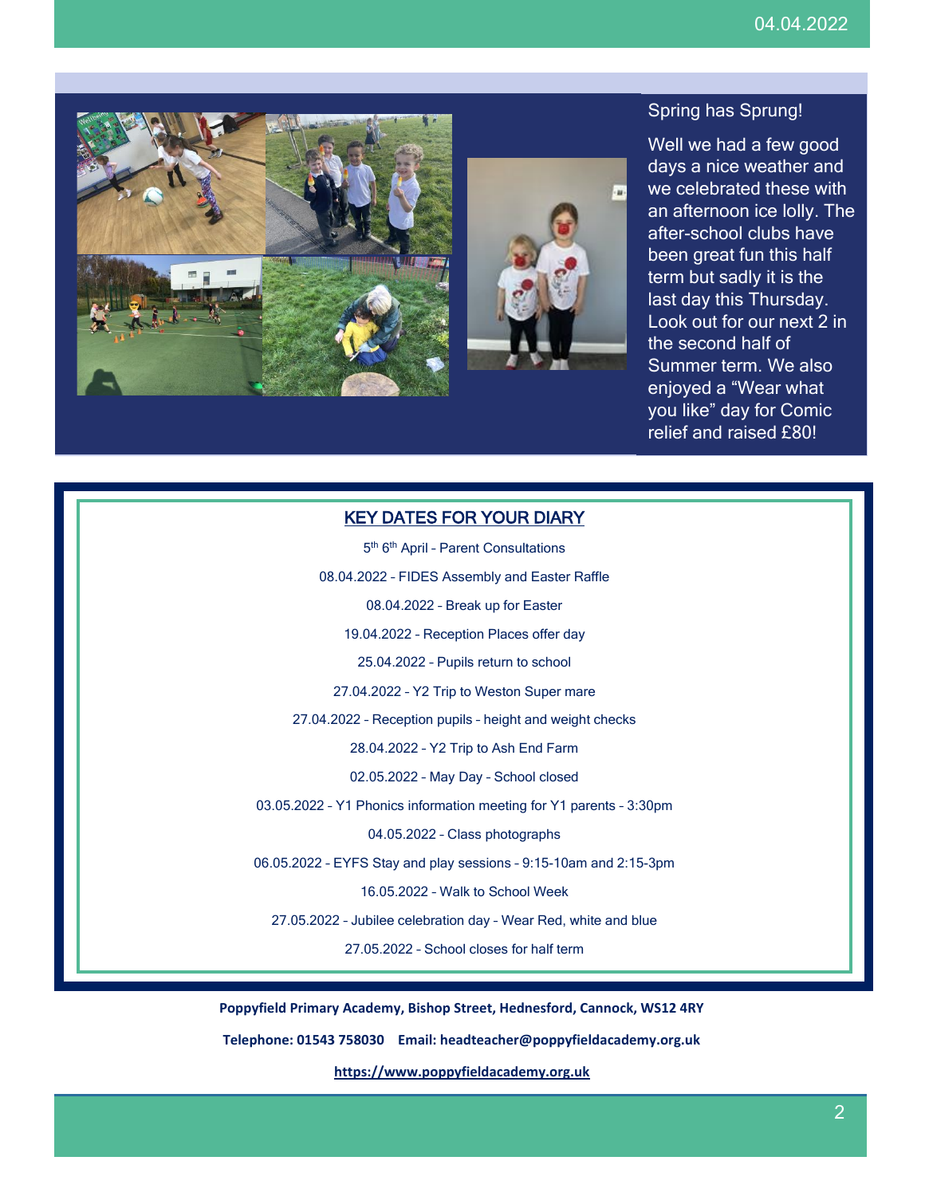## Spring has Sprung!

Well we had a few good days a nice weather and we celebrated these with an afternoon ice lolly. The after-school clubs have been great fun this half term but sadly it is the last day this Thursday. Look out for our next 2 in the second half of Summer term. We also enjoyed a "Wear what you like" day for Comic relief and raised £80!

## KEY DATES FOR YOUR DIARY

5th 6th April – Parent Consultations

08.04.2022 – FIDES Assembly and Easter Raffle

08.04.2022 – Break up for Easter

19.04.2022 – Reception Places offer day

25.04.2022 – Pupils return to school

27.04.2022 – Y2 Trip to Weston Super mare

27.04.2022 – Reception pupils – height and weight checks

28.04.2022 – Y2 Trip to Ash End Farm

02.05.2022 – May Day – School closed

03.05.2022 – Y1 Phonics information meeting for Y1 parents – 3:30pm

04.05.2022 – Class photographs

06.05.2022 – EYFS Stay and play sessions – 9:15-10am and 2:15-3pm

16.05.2022 – Walk to School Week

27.05.2022 – Jubilee celebration day – Wear Red, white and blue

27.05.2022 – School closes for half term

**Poppyfield Primary Academy, Bishop Street, Hednesford, Cannock, WS12 4RY**

**Telephone: 01543 758030 Email: headteacher@poppyfieldacademy.org.uk**

**https://www.poppyfieldacademy.org.uk**